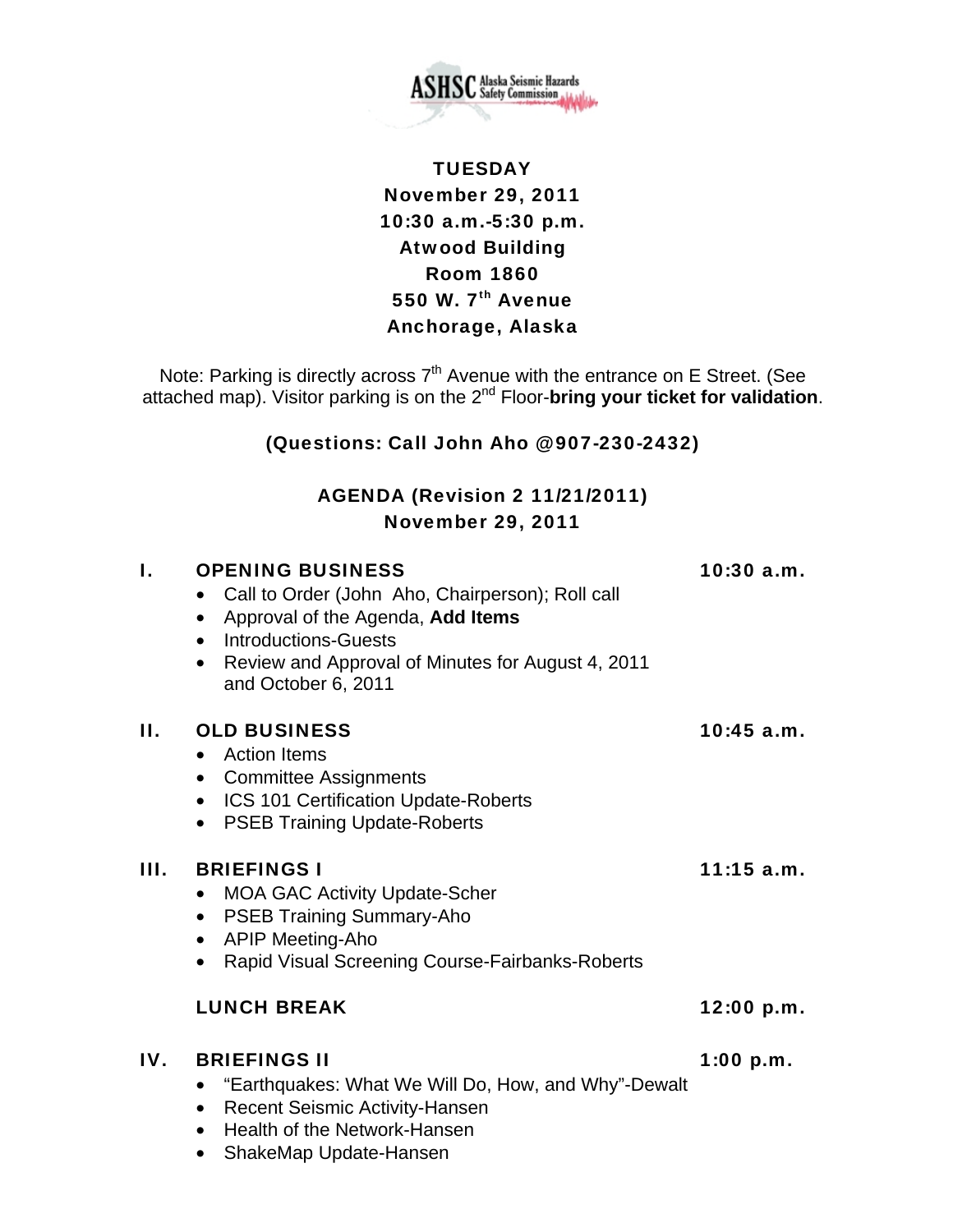ASHSC Alaska Seismic Hazards Safety Commission

**TUESDAY**
**November 29, 2011**
**10:30 a.m.-5:30 p.m.**
**Atwood Building**
**Room 1860**
**550 W. 7th Avenue**
**Anchorage, Alaska**

Note: Parking is directly across 7th Avenue with the entrance on E Street. (See attached map). Visitor parking is on the 2nd Floor-**bring your ticket for validation**.

**(Questions: Call John Aho @907-230-2432)**

**AGENDA (Revision 2 11/21/2011)**
**November 29, 2011**

## I. OPENING BUSINESS — 10:30 a.m.

- Call to Order (John Aho, Chairperson); Roll call
- Approval of the Agenda, **Add Items**
- Introductions-Guests
- Review and Approval of Minutes for August 4, 2011 and October 6, 2011

## II. OLD BUSINESS — 10:45 a.m.

- Action Items
- Committee Assignments
- ICS 101 Certification Update-Roberts
- PSEB Training Update-Roberts

## III. BRIEFINGS I — 11:15 a.m.

- MOA GAC Activity Update-Scher
- PSEB Training Summary-Aho
- APIP Meeting-Aho
- Rapid Visual Screening Course-Fairbanks-Roberts

## LUNCH BREAK — 12:00 p.m.

## IV. BRIEFINGS II — 1:00 p.m.

- "Earthquakes: What We Will Do, How, and Why"-Dewalt
- Recent Seismic Activity-Hansen
- Health of the Network-Hansen
- ShakeMap Update-Hansen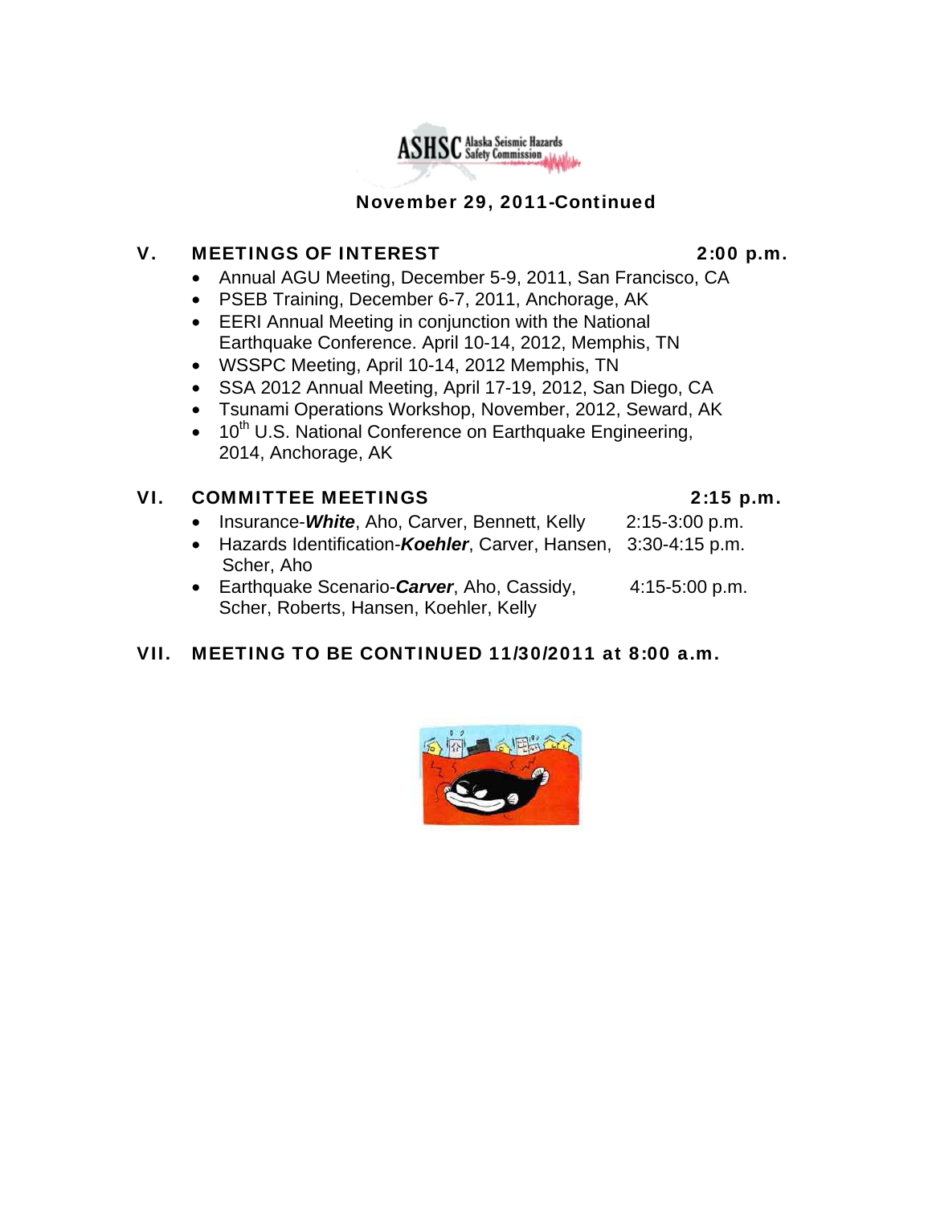November 29, 2011-Continued

## V. MEETINGS OF INTEREST 2:00 p.m.

- Annual AGU Meeting, December 5-9, 2011, San Francisco, CA
- PSEB Training, December 6-7, 2011, Anchorage, AK
- EERI Annual Meeting in conjunction with the National Earthquake Conference. April 10-14, 2012, Memphis, TN
- WSSPC Meeting, April 10-14, 2012 Memphis, TN
- SSA 2012 Annual Meeting, April 17-19, 2012, San Diego, CA
- Tsunami Operations Workshop, November, 2012, Seward, AK
- 10th U.S. National Conference on Earthquake Engineering, 2014, Anchorage, AK

## VI. COMMITTEE MEETINGS 2:15 p.m.

- Insurance-***White***, Aho, Carver, Bennett, Kelly 2:15-3:00 p.m.
- Hazards Identification-***Koehler***, Carver, Hansen, Scher, Aho 3:30-4:15 p.m.
- Earthquake Scenario-***Carver***, Aho, Cassidy, Scher, Roberts, Hansen, Koehler, Kelly 4:15-5:00 p.m.

## VII. MEETING TO BE CONTINUED 11/30/2011 at 8:00 a.m.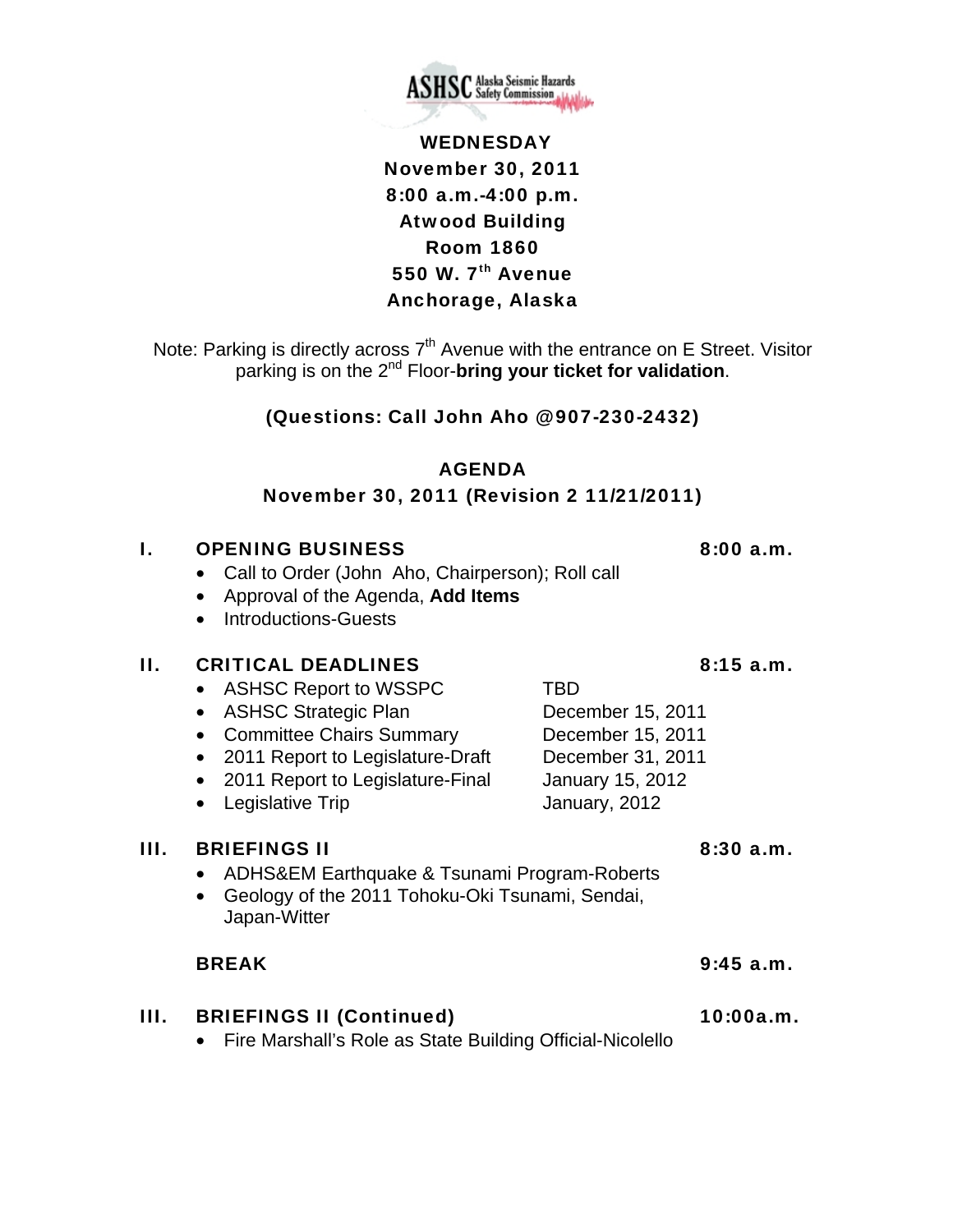ASHSC Alaska Seismic Hazards Safety Commission

**WEDNESDAY**
**November 30, 2011**
**8:00 a.m.-4:00 p.m.**
**Atwood Building**
**Room 1860**
**550 W. 7th Avenue**
**Anchorage, Alaska**

Note: Parking is directly across 7th Avenue with the entrance on E Street. Visitor parking is on the 2nd Floor-**bring your ticket for validation**.

**(Questions: Call John Aho @907-230-2432)**

## AGENDA

**November 30, 2011 (Revision 2 11/21/2011)**

### I. OPENING BUSINESS — 8:00 a.m.

- Call to Order (John Aho, Chairperson); Roll call
- Approval of the Agenda, **Add Items**
- Introductions-Guests

### II. CRITICAL DEADLINES — 8:15 a.m.

- ASHSC Report to WSSPC — TBD
- ASHSC Strategic Plan — December 15, 2011
- Committee Chairs Summary — December 15, 2011
- 2011 Report to Legislature-Draft — December 31, 2011
- 2011 Report to Legislature-Final — January 15, 2012
- Legislative Trip — January, 2012

### III. BRIEFINGS II — 8:30 a.m.

- ADHS&EM Earthquake & Tsunami Program-Roberts
- Geology of the 2011 Tohoku-Oki Tsunami, Sendai, Japan-Witter

**BREAK — 9:45 a.m.**

### III. BRIEFINGS II (Continued) — 10:00a.m.

- Fire Marshall's Role as State Building Official-Nicolello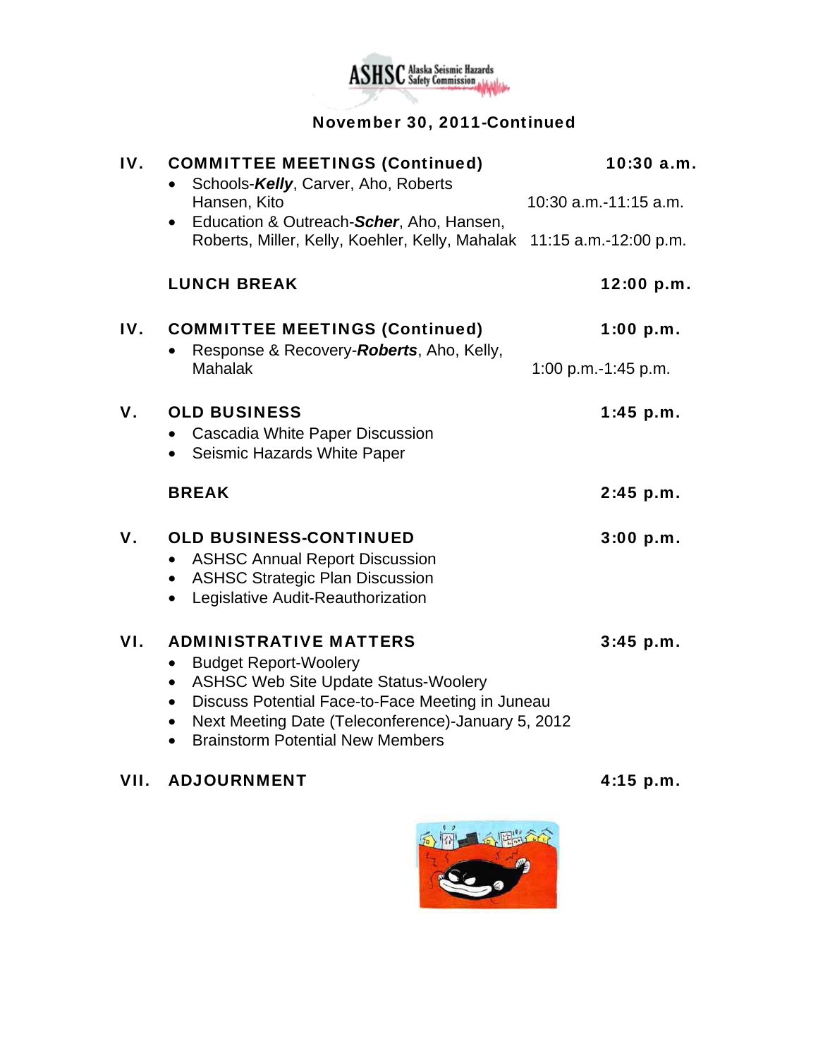ASHSC Alaska Seismic Hazards Safety Commission

**November 30, 2011-Continued**

**IV. COMMITTEE MEETINGS (Continued)** **10:30 a.m.**

- Schools-***Kelly***, Carver, Aho, Roberts Hansen, Kito 10:30 a.m.-11:15 a.m.
- Education & Outreach-***Scher***, Aho, Hansen, Roberts, Miller, Kelly, Koehler, Kelly, Mahalak 11:15 a.m.-12:00 p.m.

**LUNCH BREAK** **12:00 p.m.**

**IV. COMMITTEE MEETINGS (Continued)** **1:00 p.m.**

- Response & Recovery-***Roberts***, Aho, Kelly, Mahalak 1:00 p.m.-1:45 p.m.

**V. OLD BUSINESS** **1:45 p.m.**

- Cascadia White Paper Discussion
- Seismic Hazards White Paper

**BREAK** **2:45 p.m.**

**V. OLD BUSINESS-CONTINUED** **3:00 p.m.**

- ASHSC Annual Report Discussion
- ASHSC Strategic Plan Discussion
- Legislative Audit-Reauthorization

**VI. ADMINISTRATIVE MATTERS** **3:45 p.m.**

- Budget Report-Woolery
- ASHSC Web Site Update Status-Woolery
- Discuss Potential Face-to-Face Meeting in Juneau
- Next Meeting Date (Teleconference)-January 5, 2012
- Brainstorm Potential New Members

**VII. ADJOURNMENT** **4:15 p.m.**